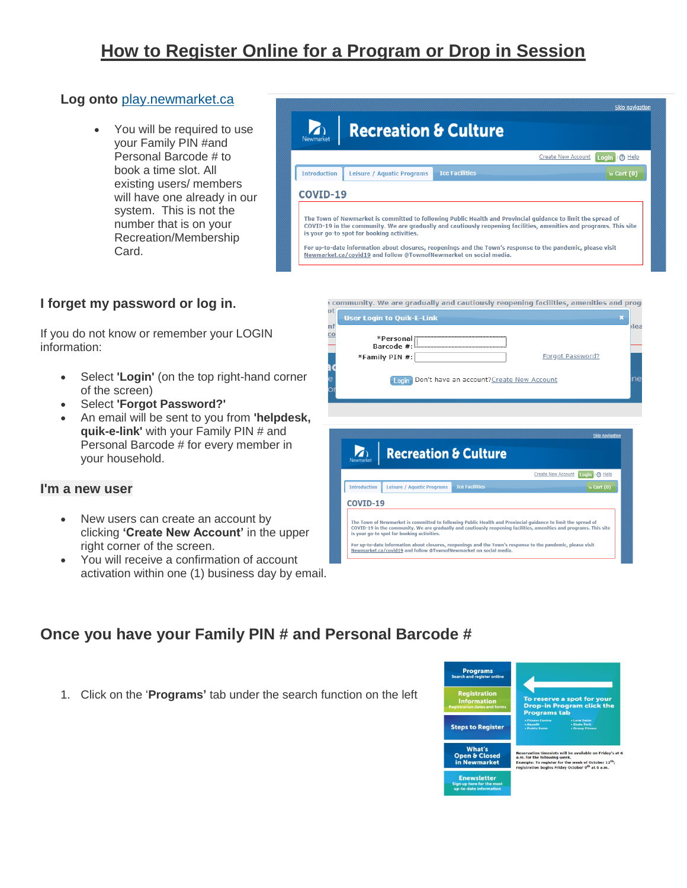# How to Register Online for a Program or Drop in Session

**Log onto** play.newmarket.ca

- You will be required to use your Family PIN #and Personal Barcode # to book a time slot. All existing users/ members will have one already in our system. This is not the number that is on your Recreation/Membership Card.

### I forget my password or log in.

If you do not know or remember your LOGIN information:

- Select **'Login'** (on the top right-hand corner of the screen)
- Select **'Forgot Password?'**
- An email will be sent to you from **'helpdesk, quik-e-link'** with your Family PIN # and Personal Barcode # for every member in your household.

### I'm a new user

- New users can create an account by clicking **'Create New Account'** in the upper right corner of the screen.
- You will receive a confirmation of account activation within one (1) business day by email.

## Once you have your Family PIN # and Personal Barcode #

1. Click on the '**Programs'** tab under the search function on the left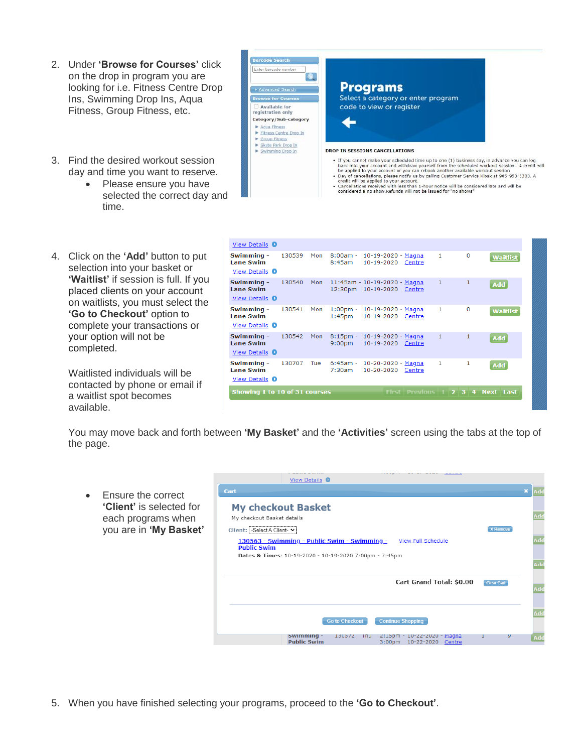2. Under **'Browse for Courses'** click on the drop in program you are looking for i.e. Fitness Centre Drop Ins, Swimming Drop Ins, Aqua Fitness, Group Fitness, etc.

3. Find the desired workout session day and time you want to reserve.
   - Please ensure you have selected the correct day and time.

4. Click on the **'Add'** button to put selection into your basket or **'Waitlist'** if session is full. If you placed clients on your account on waitlists, you must select the **'Go to Checkout'** option to complete your transactions or your option will not be completed.

   Waitlisted individuals will be contacted by phone or email if a waitlist spot becomes available.

   You may move back and forth between **'My Basket'** and the **'Activities'** screen using the tabs at the top of the page.

   - Ensure the correct **'Client'** is selected for each programs when you are in **'My Basket'**

5. When you have finished selecting your programs, proceed to the **'Go to Checkout'**.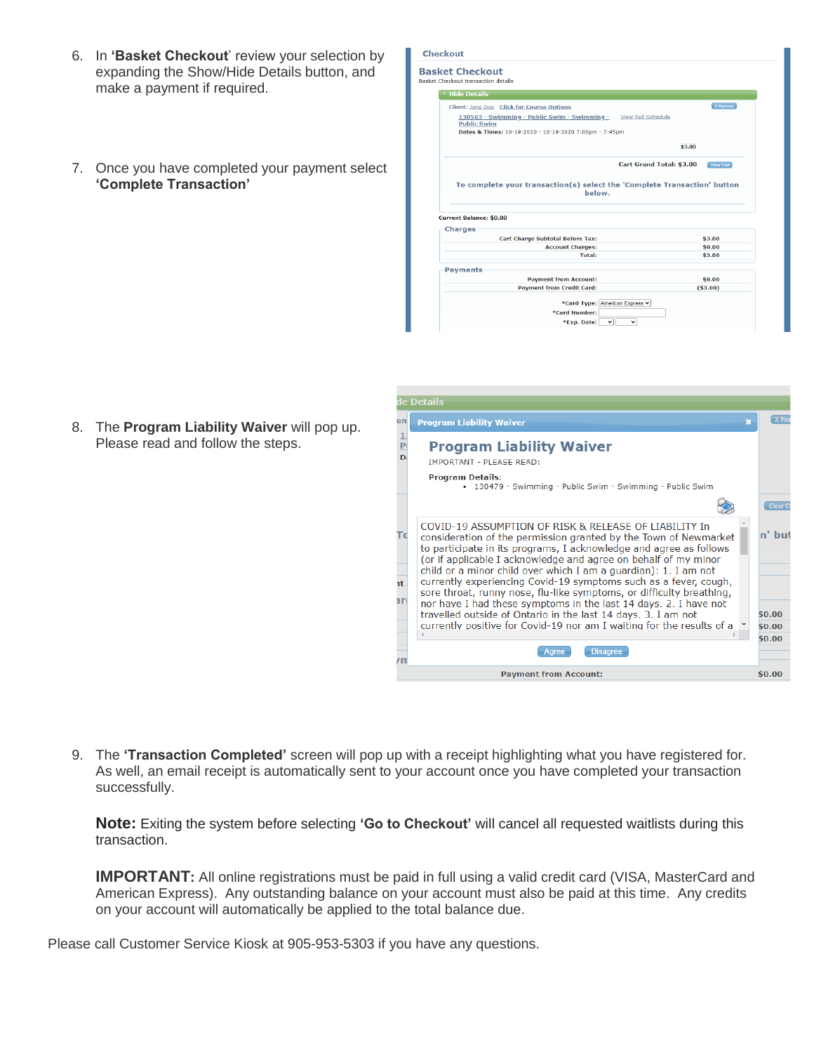6. In **'Basket Checkout**' review your selection by expanding the Show/Hide Details button, and make a payment if required.

7. Once you have completed your payment select **'Complete Transaction'**

8. The **Program Liability Waiver** will pop up. Please read and follow the steps.

9. The **'Transaction Completed'** screen will pop up with a receipt highlighting what you have registered for. As well, an email receipt is automatically sent to your account once you have completed your transaction successfully.

   **Note:** Exiting the system before selecting **'Go to Checkout'** will cancel all requested waitlists during this transaction.

   **IMPORTANT:** All online registrations must be paid in full using a valid credit card (VISA, MasterCard and American Express). Any outstanding balance on your account must also be paid at this time. Any credits on your account will automatically be applied to the total balance due.

Please call Customer Service Kiosk at 905-953-5303 if you have any questions.